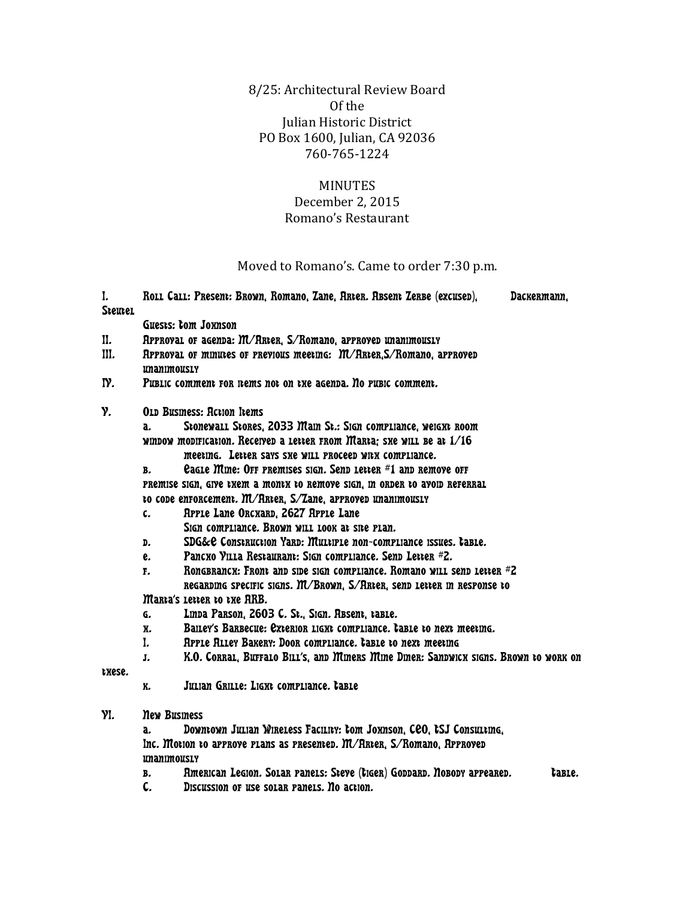8/25: Architectural Review Board
Of the
Julian Historic District
PO Box 1600, Julian, CA 92036
760-765-1224

MINUTES
December 2, 2015
Romano's Restaurant

Moved to Romano's. Came to order 7:30 p.m.

I. Roll Call: Present: Brown, Romano, Zane, Arter. Absent Zerbe (excused), Dackermann, Steutel

Guests: Tom Johnson

II. Approval of agenda: M/Arter, S/Romano, approved unanimously

III. Approval of minutes of previous meeting: M/Arter,S/Romano, approved unanimously

IV. Public comment for items not on the agenda. No pubic comment.

V. Old Business: Action Items

a. Stonewall Stores, 2033 Main St.: Sign compliance, weight room window modification. Received a letter from Marta; she will be at 1/16 meeting. Letter says she will proceed with compliance.

b. Eagle Mine: Off premises sign. Send letter #1 and remove off premise sign, give them a month to remove sign, in order to avoid referral to code enforcement. M/Arter, S/Zane, approved unanimously

c. Apple Lane Orchard, 2627 Apple Lane
Sign compliance. Brown will look at site plan.

d. SDG&E Construction Yard: Multiple non-compliance issues. Table.

e. Pancho Villa Restaurant: Sign compliance. Send Letter #2.

f. Ronghbranch: Front and side sign compliance. Romano will send letter #2 regarding specific signs. M/Brown, S/Arter, send letter in response to Marta's letter to the ARB.

g. Linda Parson, 2603 C. St., Sign. Absent, table.

h. Bailey's Barbecue: Exterior light compliance. Table to next meeting.

i. Apple Alley Bakery: Door compliance. Table to next meeting

j. K.O. Corral, Buffalo Bill's, and Miners Mine Diner: Sandwich signs. Brown to work on these.

k. Julian Grille: Light compliance. Table

VI. New Business

a. Downtown Julian Wireless Facility: Tom Johnson, CEO, TSJ Consulting, Inc. Motion to approve plans as presented. M/Arter, S/Romano, Approved unanimously

b. American Legion. Solar panels: Steve (Tiger) Goddard. Nobody appeared. Table.

c. Discussion of use solar panels. No action.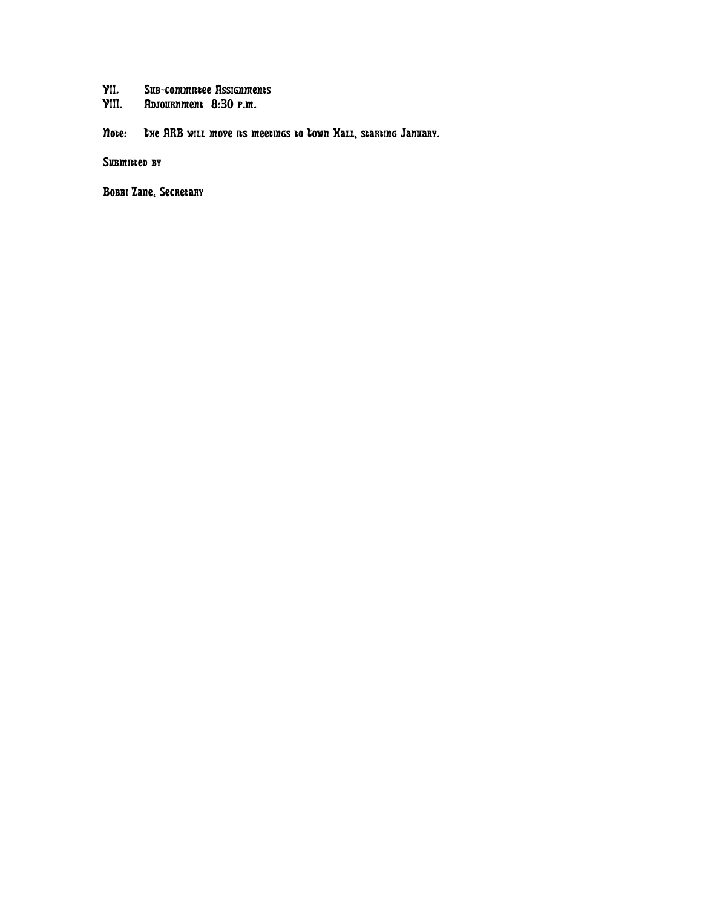VII. Sub-committee Assignments
VIII. Adjournment 8:30 p.m.

Note: The ARB will move its meetings to Town Hall, starting January.

Submitted by

Bobbi Zane, Secretary